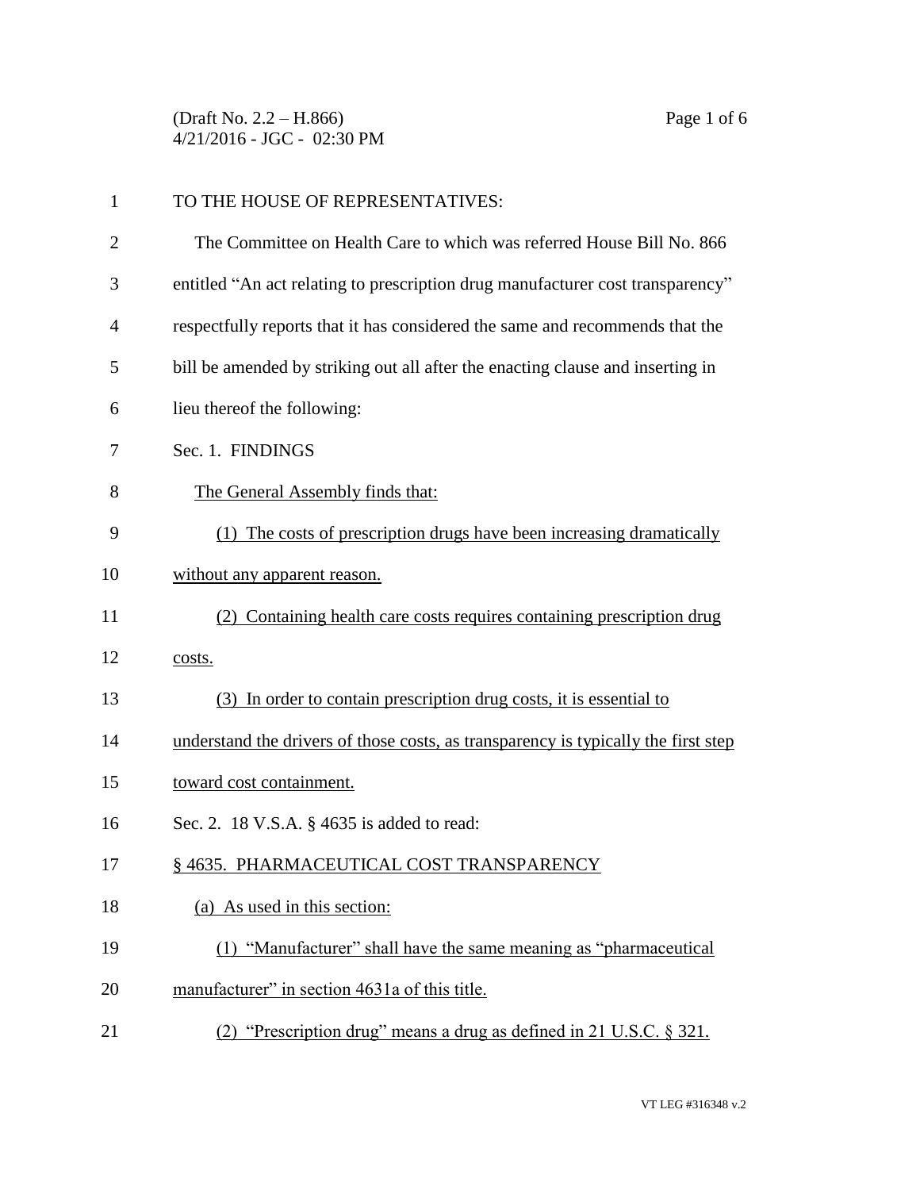TO THE HOUSE OF REPRESENTATIVES:

The Committee on Health Care to which was referred House Bill No. 866 entitled "An act relating to prescription drug manufacturer cost transparency" respectfully reports that it has considered the same and recommends that the bill be amended by striking out all after the enacting clause and inserting in lieu thereof the following:

Sec. 1. FINDINGS

The General Assembly finds that:

(1) The costs of prescription drugs have been increasing dramatically without any apparent reason.

(2) Containing health care costs requires containing prescription drug costs.

(3) In order to contain prescription drug costs, it is essential to understand the drivers of those costs, as transparency is typically the first step toward cost containment.

Sec. 2. 18 V.S.A. § 4635 is added to read:

§ 4635. PHARMACEUTICAL COST TRANSPARENCY

(a) As used in this section:

(1) "Manufacturer" shall have the same meaning as "pharmaceutical manufacturer" in section 4631a of this title.

(2) "Prescription drug" means a drug as defined in 21 U.S.C. § 321.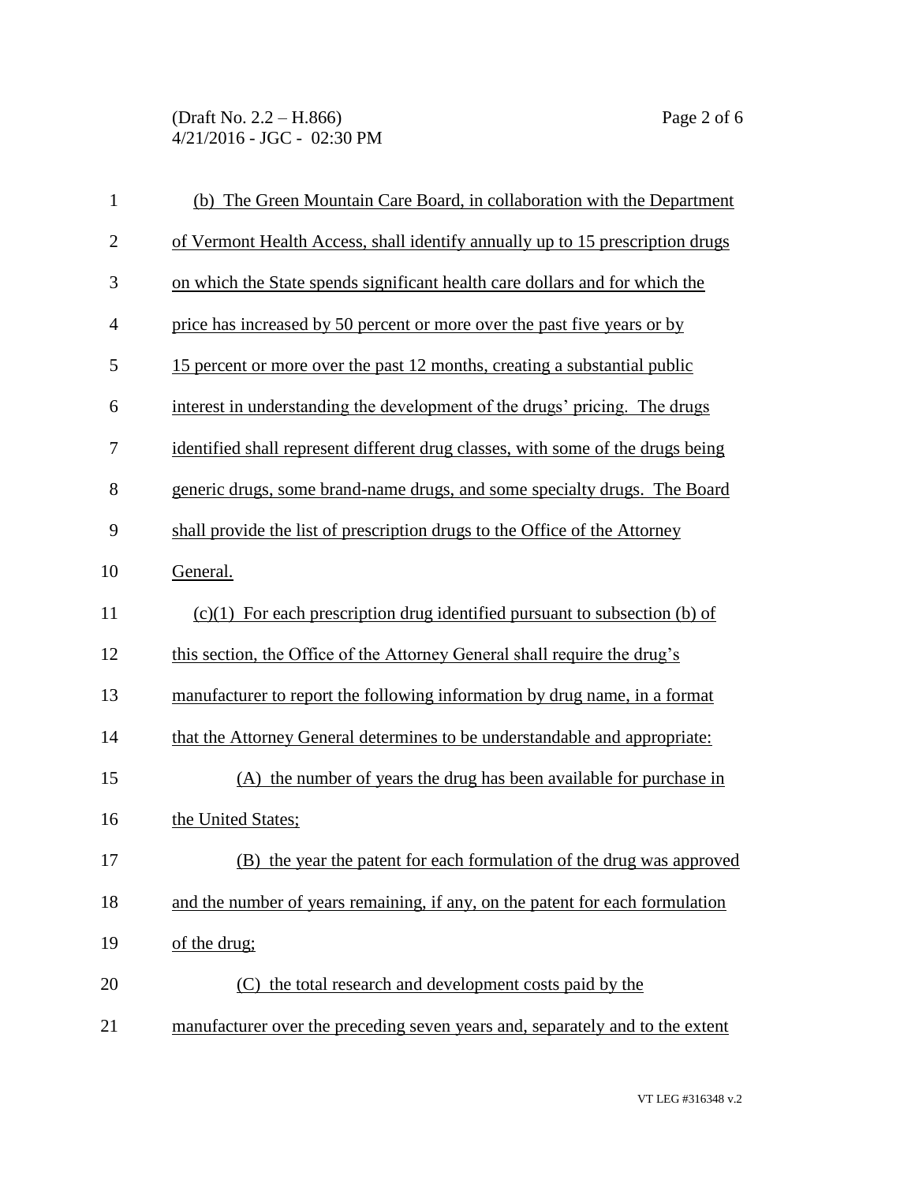(b) The Green Mountain Care Board, in collaboration with the Department of Vermont Health Access, shall identify annually up to 15 prescription drugs on which the State spends significant health care dollars and for which the price has increased by 50 percent or more over the past five years or by 15 percent or more over the past 12 months, creating a substantial public interest in understanding the development of the drugs' pricing. The drugs identified shall represent different drug classes, with some of the drugs being generic drugs, some brand-name drugs, and some specialty drugs. The Board shall provide the list of prescription drugs to the Office of the Attorney General.

(c)(1) For each prescription drug identified pursuant to subsection (b) of this section, the Office of the Attorney General shall require the drug's manufacturer to report the following information by drug name, in a format that the Attorney General determines to be understandable and appropriate:

(A) the number of years the drug has been available for purchase in the United States;

(B) the year the patent for each formulation of the drug was approved and the number of years remaining, if any, on the patent for each formulation of the drug;

(C) the total research and development costs paid by the manufacturer over the preceding seven years and, separately and to the extent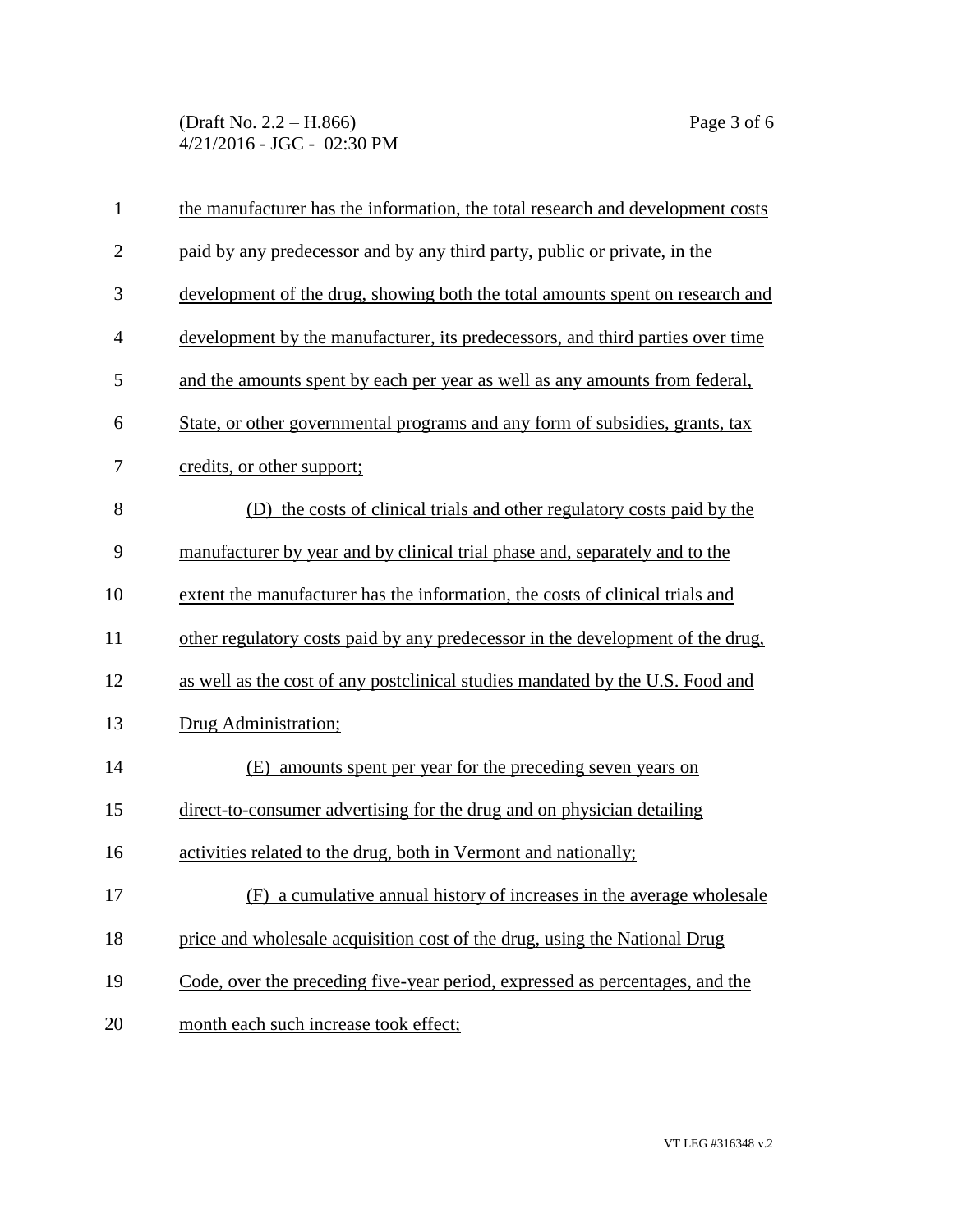the manufacturer has the information, the total research and development costs paid by any predecessor and by any third party, public or private, in the development of the drug, showing both the total amounts spent on research and development by the manufacturer, its predecessors, and third parties over time and the amounts spent by each per year as well as any amounts from federal, State, or other governmental programs and any form of subsidies, grants, tax credits, or other support;

(D) the costs of clinical trials and other regulatory costs paid by the manufacturer by year and by clinical trial phase and, separately and to the extent the manufacturer has the information, the costs of clinical trials and other regulatory costs paid by any predecessor in the development of the drug, as well as the cost of any postclinical studies mandated by the U.S. Food and Drug Administration;

(E) amounts spent per year for the preceding seven years on direct-to-consumer advertising for the drug and on physician detailing activities related to the drug, both in Vermont and nationally;

(F) a cumulative annual history of increases in the average wholesale price and wholesale acquisition cost of the drug, using the National Drug Code, over the preceding five-year period, expressed as percentages, and the month each such increase took effect;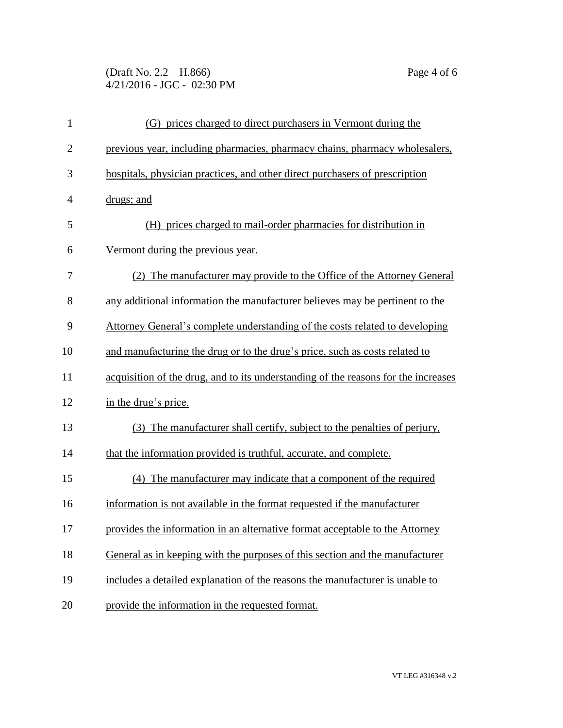(G) prices charged to direct purchasers in Vermont during the previous year, including pharmacies, pharmacy chains, pharmacy wholesalers, hospitals, physician practices, and other direct purchasers of prescription drugs; and

(H) prices charged to mail-order pharmacies for distribution in Vermont during the previous year.

(2) The manufacturer may provide to the Office of the Attorney General any additional information the manufacturer believes may be pertinent to the Attorney General's complete understanding of the costs related to developing and manufacturing the drug or to the drug's price, such as costs related to acquisition of the drug, and to its understanding of the reasons for the increases in the drug's price.

(3) The manufacturer shall certify, subject to the penalties of perjury, that the information provided is truthful, accurate, and complete.

(4) The manufacturer may indicate that a component of the required information is not available in the format requested if the manufacturer provides the information in an alternative format acceptable to the Attorney General as in keeping with the purposes of this section and the manufacturer includes a detailed explanation of the reasons the manufacturer is unable to provide the information in the requested format.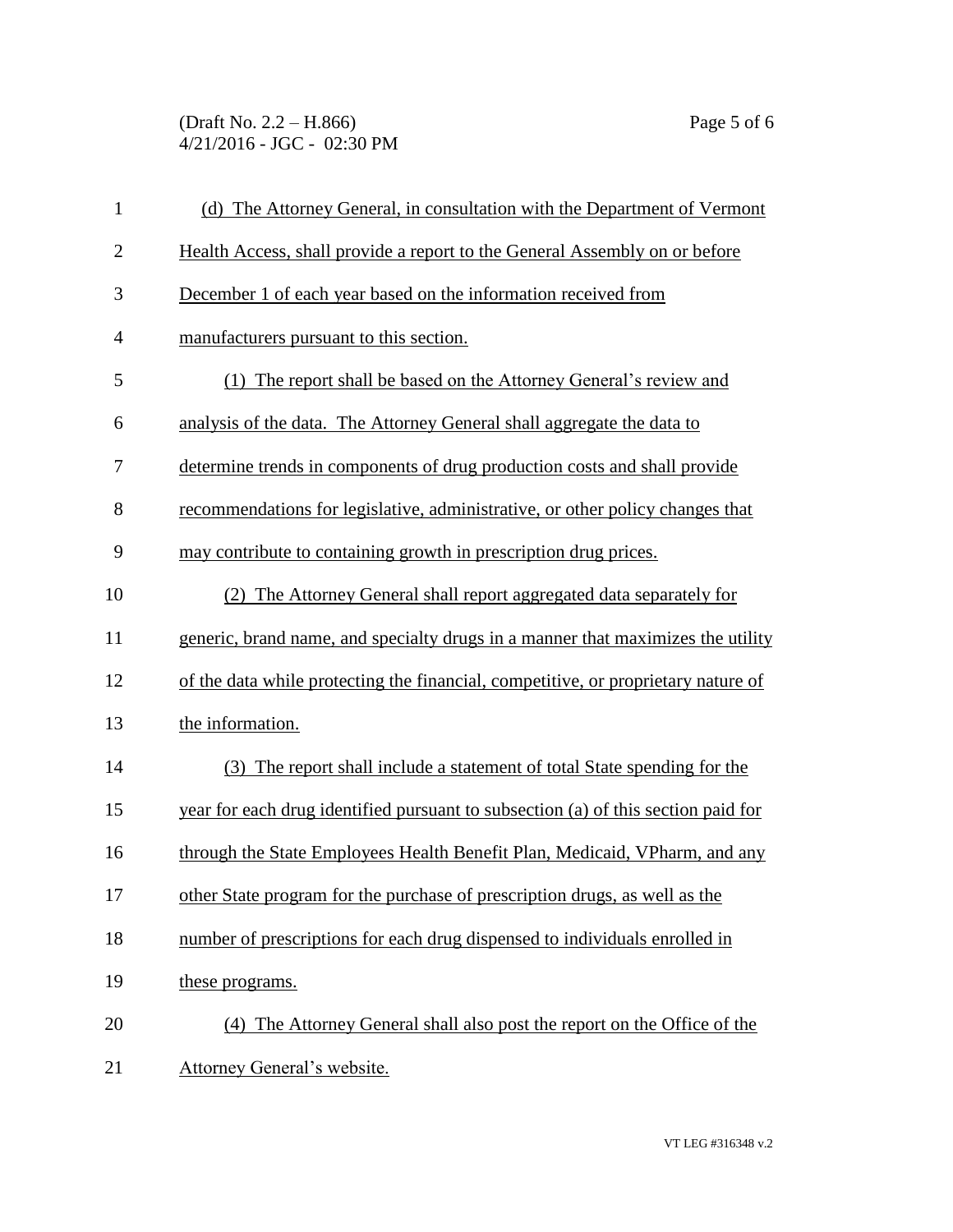(d) The Attorney General, in consultation with the Department of Vermont Health Access, shall provide a report to the General Assembly on or before December 1 of each year based on the information received from manufacturers pursuant to this section.

(1) The report shall be based on the Attorney General's review and analysis of the data. The Attorney General shall aggregate the data to determine trends in components of drug production costs and shall provide recommendations for legislative, administrative, or other policy changes that may contribute to containing growth in prescription drug prices.

(2) The Attorney General shall report aggregated data separately for generic, brand name, and specialty drugs in a manner that maximizes the utility of the data while protecting the financial, competitive, or proprietary nature of the information.

(3) The report shall include a statement of total State spending for the year for each drug identified pursuant to subsection (a) of this section paid for through the State Employees Health Benefit Plan, Medicaid, VPharm, and any other State program for the purchase of prescription drugs, as well as the number of prescriptions for each drug dispensed to individuals enrolled in these programs.

(4) The Attorney General shall also post the report on the Office of the Attorney General's website.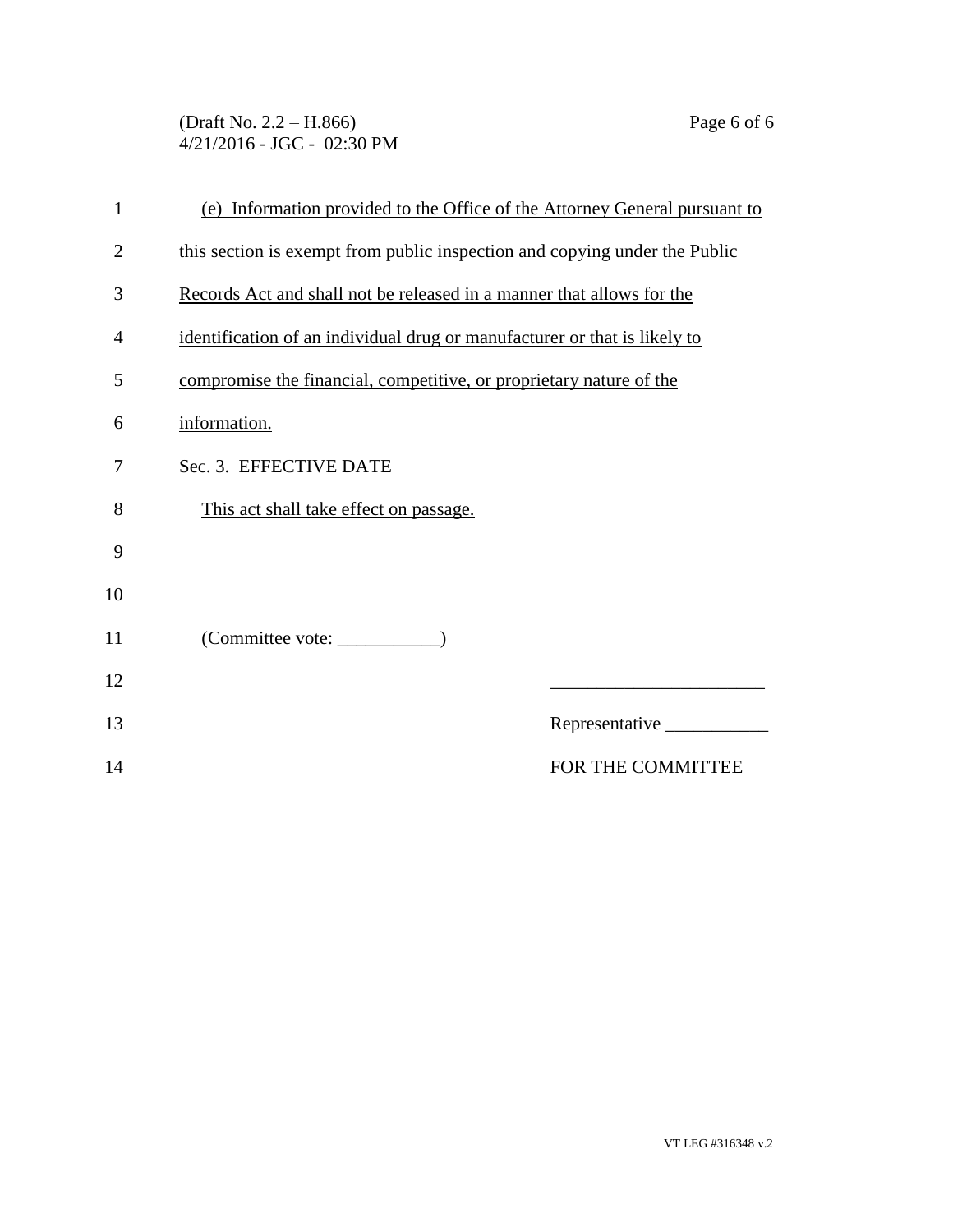(e) Information provided to the Office of the Attorney General pursuant to this section is exempt from public inspection and copying under the Public Records Act and shall not be released in a manner that allows for the identification of an individual drug or manufacturer or that is likely to compromise the financial, competitive, or proprietary nature of the information.

Sec. 3. EFFECTIVE DATE

This act shall take effect on passage.

(Committee vote: ___________)

_______________________

Representative ___________

FOR THE COMMITTEE